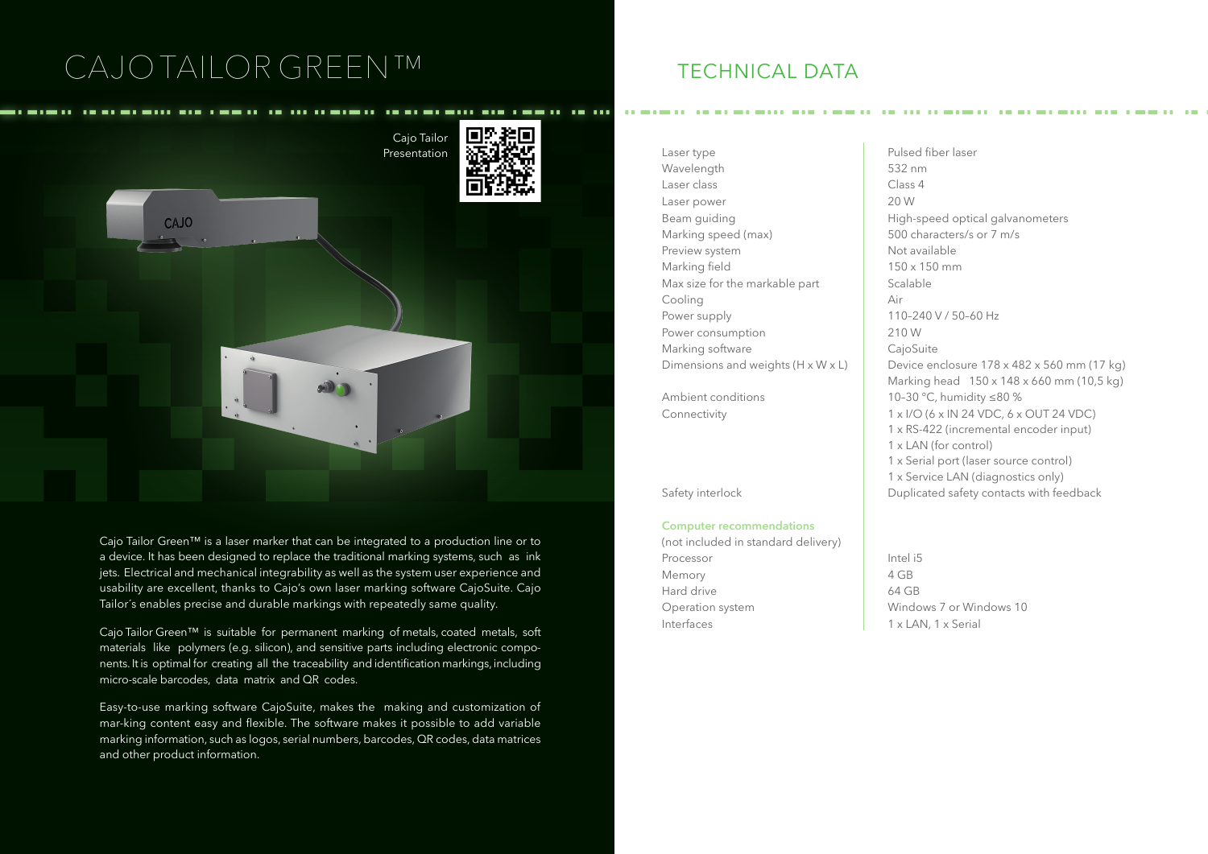# CAJO TAILOR GREEN™

Cajo Tailor Presentation

Cajo Tailor Green™ is a laser marker that can be integrated to a production line or to a device. It has been designed to replace the traditional marking systems, such as ink jets. Electrical and mechanical integrability as well as the system user experience and usability are excellent, thanks to Cajo's own laser marking software CajoSuite. Cajo Tailor´s enables precise and durable markings with repeatedly same quality.

Cajo Tailor Green™ is suitable for permanent marking of metals, coated metals, soft materials like polymers (e.g. silicon), and sensitive parts including electronic components. It is optimal for creating all the traceability and identification markings, including micro-scale barcodes, data matrix and QR codes.

Easy-to-use marking software CajoSuite, makes the making and customization of mar-king content easy and flexible. The software makes it possible to add variable marking information, such as logos, serial numbers, barcodes, QR codes, data matrices and other product information.

## TECHNICAL DATA

| | |
|---|---|
| Laser type | Pulsed fiber laser |
| Wavelength | 532 nm |
| Laser class | Class 4 |
| Laser power | 20 W |
| Beam guiding | High-speed optical galvanometers |
| Marking speed (max) | 500 characters/s or 7 m/s |
| Preview system | Not available |
| Marking field | 150 x 150 mm |
| Max size for the markable part | Scalable |
| Cooling | Air |
| Power supply | 110–240 V / 50–60 Hz |
| Power consumption | 210 W |
| Marking software | CajoSuite |
| Dimensions and weights (H x W x L) | Device enclosure 178 x 482 x 560 mm (17 kg)<br>Marking head 150 x 148 x 660 mm (10,5 kg) |
| Ambient conditions | 10–30 °C, humidity ≤80 % |
| Connectivity | 1 x I/O (6 x IN 24 VDC, 6 x OUT 24 VDC)<br>1 x RS-422 (incremental encoder input)<br>1 x LAN (for control)<br>1 x Serial port (laser source control)<br>1 x Service LAN (diagnostics only) |
| Safety interlock | Duplicated safety contacts with feedback |

**Computer recommendations**
(not included in standard delivery)

| | |
|---|---|
| Processor | Intel i5 |
| Memory | 4 GB |
| Hard drive | 64 GB |
| Operation system | Windows 7 or Windows 10 |
| Interfaces | 1 x LAN, 1 x Serial |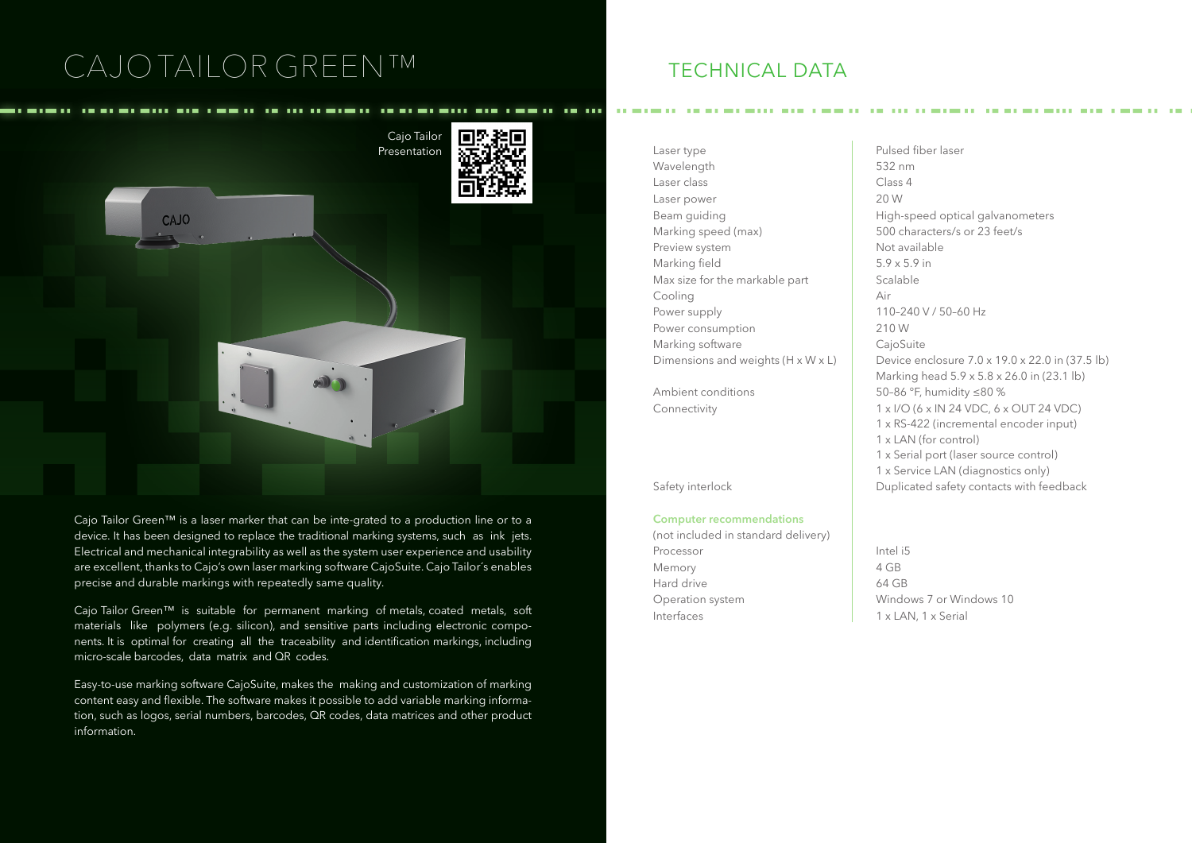# CAJO TAILOR GREEN™

Cajo Tailor Presentation

Cajo Tailor Green™ is a laser marker that can be inte-grated to a production line or to a device. It has been designed to replace the traditional marking systems, such as ink jets. Electrical and mechanical integrability as well as the system user experience and usability are excellent, thanks to Cajo's own laser marking software CajoSuite. Cajo Tailor´s enables precise and durable markings with repeatedly same quality.

Cajo Tailor Green™ is suitable for permanent marking of metals, coated metals, soft materials like polymers (e.g. silicon), and sensitive parts including electronic compo-nents. It is optimal for creating all the traceability and identification markings, including micro-scale barcodes, data matrix and QR codes.

Easy-to-use marking software CajoSuite, makes the making and customization of marking content easy and flexible. The software makes it possible to add variable marking informa-tion, such as logos, serial numbers, barcodes, QR codes, data matrices and other product information.

## TECHNICAL DATA

| | |
|---|---|
| Laser type | Pulsed fiber laser |
| Wavelength | 532 nm |
| Laser class | Class 4 |
| Laser power | 20 W |
| Beam guiding | High-speed optical galvanometers |
| Marking speed (max) | 500 characters/s or 23 feet/s |
| Preview system | Not available |
| Marking field | 5.9 x 5.9 in |
| Max size for the markable part | Scalable |
| Cooling | Air |
| Power supply | 110–240 V / 50–60 Hz |
| Power consumption | 210 W |
| Marking software | CajoSuite |
| Dimensions and weights (H x W x L) | Device enclosure 7.0 x 19.0 x 22.0 in (37.5 lb)<br>Marking head 5.9 x 5.8 x 26.0 in (23.1 lb) |
| Ambient conditions | 50–86 °F, humidity ≤80 % |
| Connectivity | 1 x I/O (6 x IN 24 VDC, 6 x OUT 24 VDC)<br>1 x RS-422 (incremental encoder input)<br>1 x LAN (for control)<br>1 x Serial port (laser source control)<br>1 x Service LAN (diagnostics only) |
| Safety interlock | Duplicated safety contacts with feedback |

**Computer recommendations**
(not included in standard delivery)

| | |
|---|---|
| Processor | Intel i5 |
| Memory | 4 GB |
| Hard drive | 64 GB |
| Operation system | Windows 7 or Windows 10 |
| Interfaces | 1 x LAN, 1 x Serial |